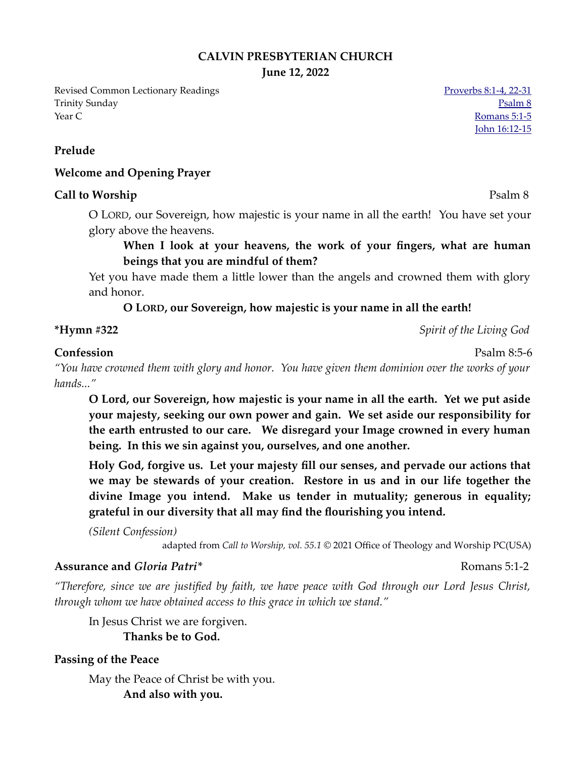**CALVIN PRESBYTERIAN CHURCH**
**June 12, 2022**

Revised Common Lectionary Readings
Trinity Sunday
Year C

Proverbs 8:1-4, 22-31
Psalm 8
Romans 5:1-5
John 16:12-15

**Prelude**

**Welcome and Opening Prayer**

**Call to Worship** Psalm 8

O LORD, our Sovereign, how majestic is your name in all the earth! You have set your glory above the heavens.

**When I look at your heavens, the work of your fingers, what are human beings that you are mindful of them?**

Yet you have made them a little lower than the angels and crowned them with glory and honor.

**O LORD, our Sovereign, how majestic is your name in all the earth!**

**\*Hymn #322** *Spirit of the Living God*

**Confession** Psalm 8:5-6

*"You have crowned them with glory and honor. You have given them dominion over the works of your hands..."*

**O Lord, our Sovereign, how majestic is your name in all the earth. Yet we put aside your majesty, seeking our own power and gain. We set aside our responsibility for the earth entrusted to our care. We disregard your Image crowned in every human being. In this we sin against you, ourselves, and one another.**

**Holy God, forgive us. Let your majesty fill our senses, and pervade our actions that we may be stewards of your creation. Restore in us and in our life together the divine Image you intend. Make us tender in mutuality; generous in equality; grateful in our diversity that all may find the flourishing you intend.**

*(Silent Confession)*

adapted from *Call to Worship, vol. 55.1* © 2021 Office of Theology and Worship PC(USA)

**Assurance and *Gloria Patri\**** Romans 5:1-2

*"Therefore, since we are justified by faith, we have peace with God through our Lord Jesus Christ, through whom we have obtained access to this grace in which we stand."*

In Jesus Christ we are forgiven.

**Thanks be to God.**

**Passing of the Peace**

May the Peace of Christ be with you.

**And also with you.**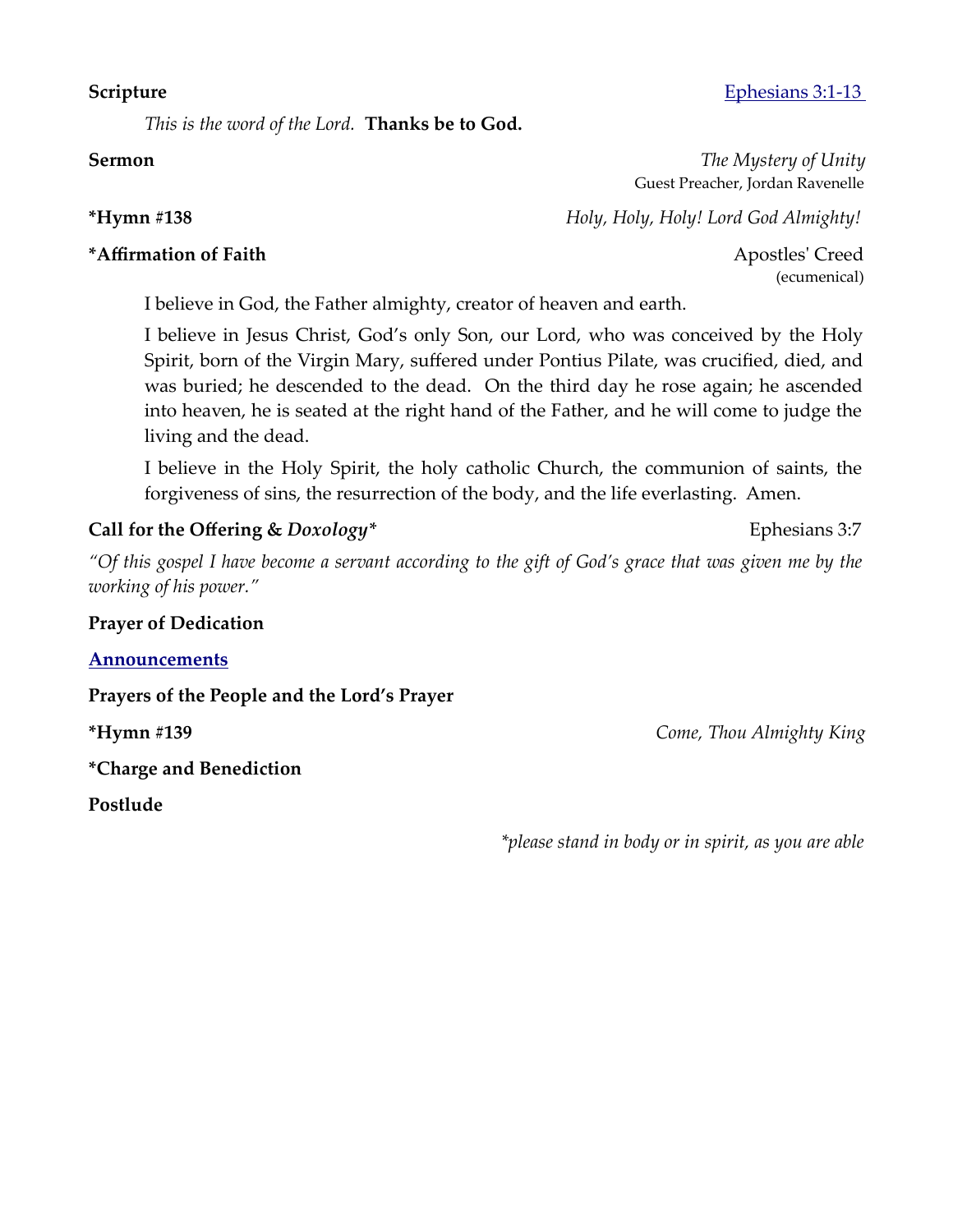**Scripture** [Ephesians 3:1-13](#)

*This is the word of the Lord.* **Thanks be to God.**

**Sermon** *The Mystery of Unity*
Guest Preacher, Jordan Ravenelle

***Hymn #138** *Holy, Holy, Holy! Lord God Almighty!*

***Affirmation of Faith** Apostles' Creed
(ecumenical)

I believe in God, the Father almighty, creator of heaven and earth.

I believe in Jesus Christ, God's only Son, our Lord, who was conceived by the Holy Spirit, born of the Virgin Mary, suffered under Pontius Pilate, was crucified, died, and was buried; he descended to the dead. On the third day he rose again; he ascended into heaven, he is seated at the right hand of the Father, and he will come to judge the living and the dead.

I believe in the Holy Spirit, the holy catholic Church, the communion of saints, the forgiveness of sins, the resurrection of the body, and the life everlasting. Amen.

**Call for the Offering & *Doxology**** Ephesians 3:7

*"Of this gospel I have become a servant according to the gift of God's grace that was given me by the working of his power."*

**Prayer of Dedication**

[**Announcements**](#)

**Prayers of the People and the Lord's Prayer**

***Hymn #139** *Come, Thou Almighty King*

***Charge and Benediction**

**Postlude**

**please stand in body or in spirit, as you are able*